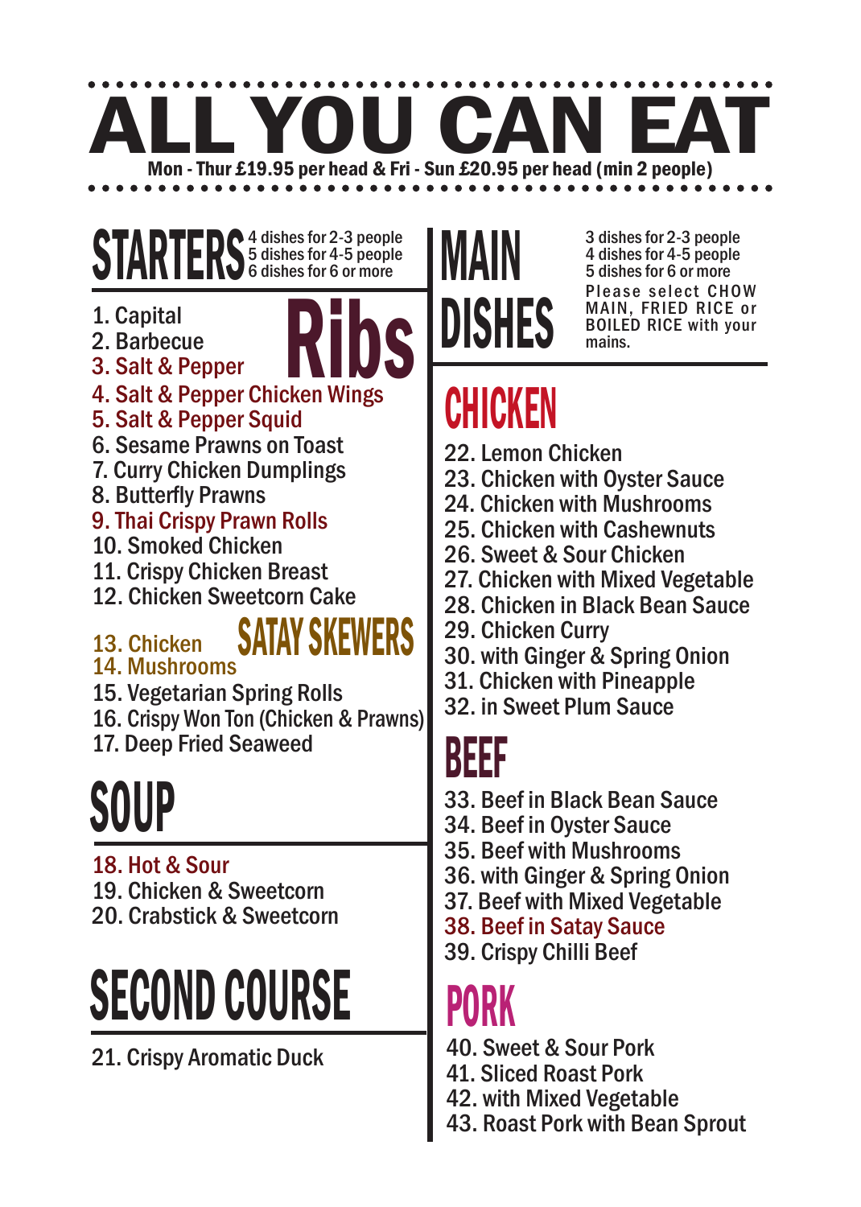# ALL YOU CAN EAT

**Mon - Thur £19.95 per head & Fri - Sun £20.95 per head (min 2 people)**

## STARTERS

4 dishes for 2-3 people
5 dishes for 4-5 people
6 dishes for 6 or more

### Ribs

1. Capital
2. Barbecue
3. Salt & Pepper

4. Salt & Pepper Chicken Wings
5. Salt & Pepper Squid
6. Sesame Prawns on Toast
7. Curry Chicken Dumplings
8. Butterfly Prawns
9. Thai Crispy Prawn Rolls
10. Smoked Chicken
11. Crispy Chicken Breast
12. Chicken Sweetcorn Cake

### SATAY SKEWERS

13. Chicken
14. Mushrooms

15. Vegetarian Spring Rolls
16. Crispy Won Ton (Chicken & Prawns)
17. Deep Fried Seaweed

## SOUP

18. Hot & Sour
19. Chicken & Sweetcorn
20. Crabstick & Sweetcorn

## SECOND COURSE

21. Crispy Aromatic Duck

## MAIN DISHES

3 dishes for 2-3 people
4 dishes for 4-5 people
5 dishes for 6 or more
Please select CHOW MAIN, FRIED RICE or BOILED RICE with your mains.

### CHICKEN

22. Lemon Chicken
23. Chicken with Oyster Sauce
24. Chicken with Mushrooms
25. Chicken with Cashewnuts
26. Sweet & Sour Chicken
27. Chicken with Mixed Vegetable
28. Chicken in Black Bean Sauce
29. Chicken Curry
30. with Ginger & Spring Onion
31. Chicken with Pineapple
32. in Sweet Plum Sauce

### BEEF

33. Beef in Black Bean Sauce
34. Beef in Oyster Sauce
35. Beef with Mushrooms
36. with Ginger & Spring Onion
37. Beef with Mixed Vegetable
38. Beef in Satay Sauce
39. Crispy Chilli Beef

### PORK

40. Sweet & Sour Pork
41. Sliced Roast Pork
42. with Mixed Vegetable
43. Roast Pork with Bean Sprout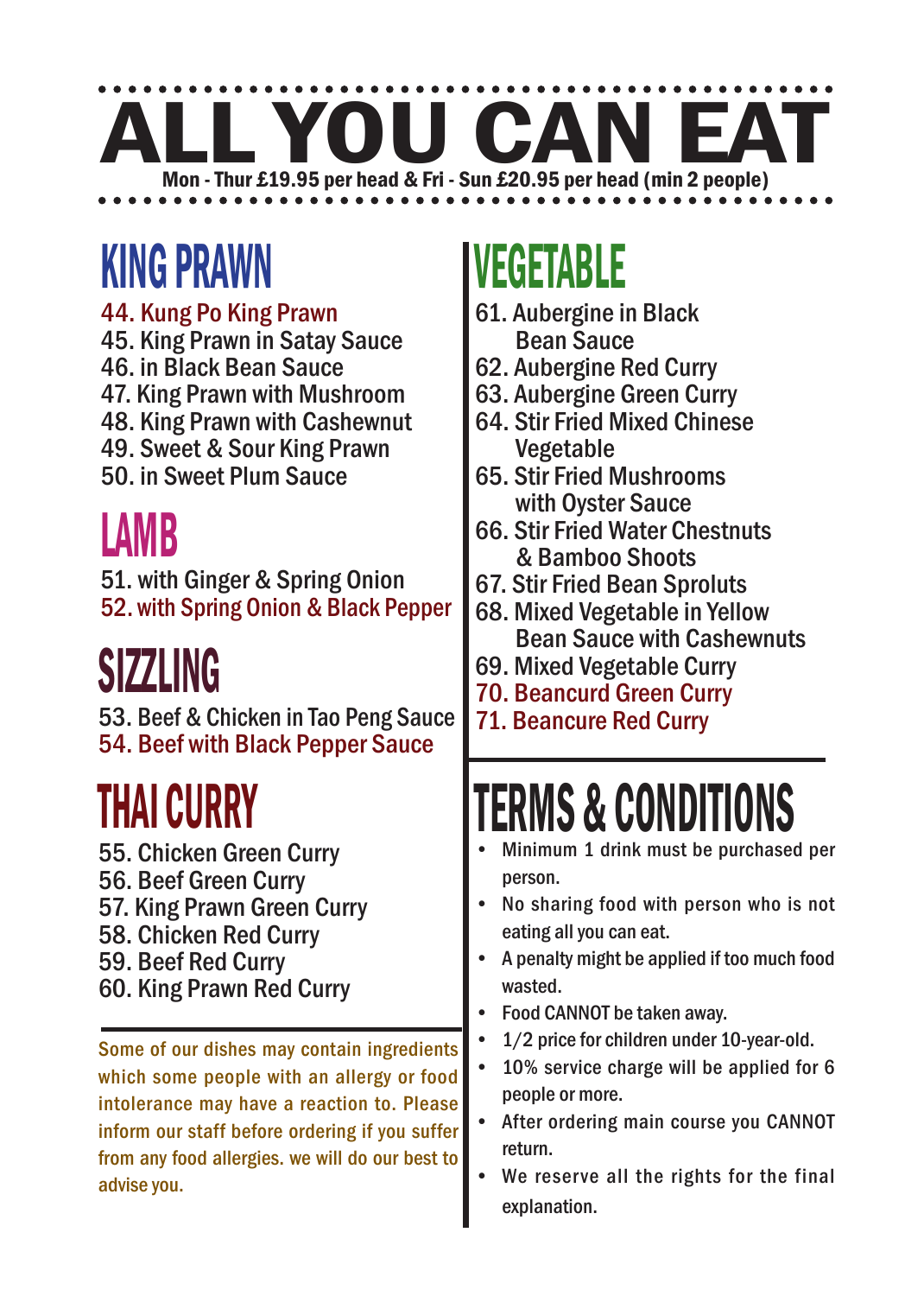# ALL YOU CAN EAT

Mon - Thur £19.95 per head & Fri - Sun £20.95 per head (min 2 people)

## KING PRAWN

44. Kung Po King Prawn
45. King Prawn in Satay Sauce
46. in Black Bean Sauce
47. King Prawn with Mushroom
48. King Prawn with Cashewnut
49. Sweet & Sour King Prawn
50. in Sweet Plum Sauce

## LAMB

51. with Ginger & Spring Onion
52. with Spring Onion & Black Pepper

## SIZZLING

53. Beef & Chicken in Tao Peng Sauce
54. Beef with Black Pepper Sauce

## THAI CURRY

55. Chicken Green Curry
56. Beef Green Curry
57. King Prawn Green Curry
58. Chicken Red Curry
59. Beef Red Curry
60. King Prawn Red Curry

Some of our dishes may contain ingredients which some people with an allergy or food intolerance may have a reaction to. Please inform our staff before ordering if you suffer from any food allergies. we will do our best to advise you.

## VEGETABLE

61. Aubergine in Black Bean Sauce
62. Aubergine Red Curry
63. Aubergine Green Curry
64. Stir Fried Mixed Chinese Vegetable
65. Stir Fried Mushrooms with Oyster Sauce
66. Stir Fried Water Chestnuts & Bamboo Shoots
67. Stir Fried Bean Sprolts
68. Mixed Vegetable in Yellow Bean Sauce with Cashewnuts
69. Mixed Vegetable Curry
70. Beancurd Green Curry
71. Beancure Red Curry

## TERMS & CONDITIONS

- Minimum 1 drink must be purchased per person.
- No sharing food with person who is not eating all you can eat.
- A penalty might be applied if too much food wasted.
- Food CANNOT be taken away.
- 1/2 price for children under 10-year-old.
- 10% service charge will be applied for 6 people or more.
- After ordering main course you CANNOT return.
- We reserve all the rights for the final explanation.